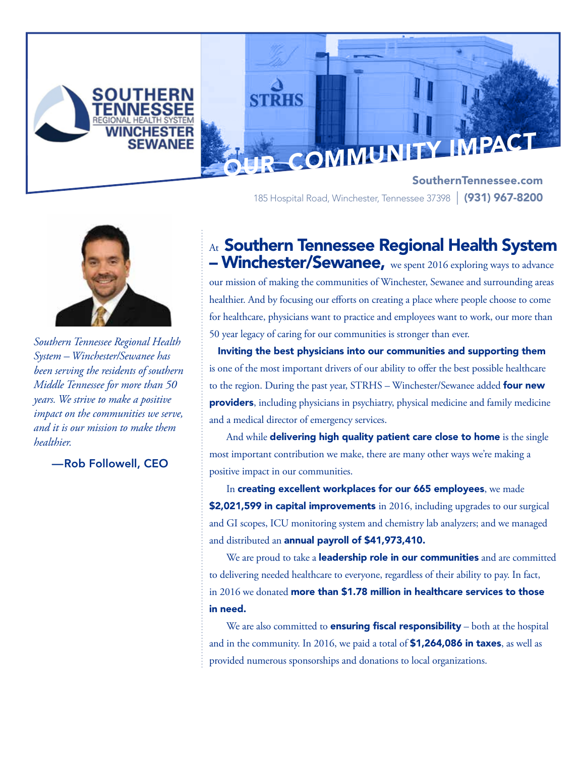SOUTHERN TENNESSEE REGIONAL HEALTH SYSTEM WINCHESTER SEWANEE

# OUR COMMUNITY IMPACT

**SouthernTennessee.com**

185 Hospital Road, Winchester, Tennessee 37398 | **(931) 967-8200**

*Southern Tennessee Regional Health System – Winchester/Sewanee has been serving the residents of southern Middle Tennessee for more than 50 years. We strive to make a positive impact on the communities we serve, and it is our mission to make them healthier.*

—Rob Followell, CEO

At **Southern Tennessee Regional Health System – Winchester/Sewanee,** we spent 2016 exploring ways to advance our mission of making the communities of Winchester, Sewanee and surrounding areas healthier. And by focusing our efforts on creating a place where people choose to come for healthcare, physicians want to practice and employees want to work, our more than 50 year legacy of caring for our communities is stronger than ever.

**Inviting the best physicians into our communities and supporting them** is one of the most important drivers of our ability to offer the best possible healthcare to the region. During the past year, STRHS – Winchester/Sewanee added **four new providers**, including physicians in psychiatry, physical medicine and family medicine and a medical director of emergency services.

And while **delivering high quality patient care close to home** is the single most important contribution we make, there are many other ways we're making a positive impact in our communities.

In **creating excellent workplaces for our 665 employees**, we made **$2,021,599 in capital improvements** in 2016, including upgrades to our surgical and GI scopes, ICU monitoring system and chemistry lab analyzers; and we managed and distributed an **annual payroll of $41,973,410.**

We are proud to take a **leadership role in our communities** and are committed to delivering needed healthcare to everyone, regardless of their ability to pay. In fact, in 2016 we donated **more than $1.78 million in healthcare services to those in need.**

We are also committed to **ensuring fiscal responsibility** – both at the hospital and in the community. In 2016, we paid a total of **$1,264,086 in taxes**, as well as provided numerous sponsorships and donations to local organizations.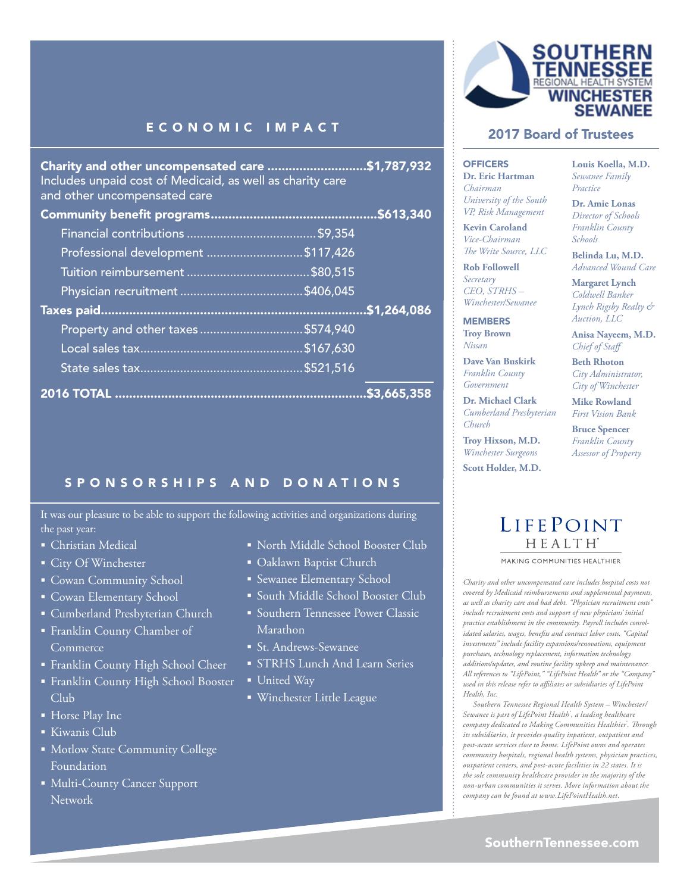## ECONOMIC IMPACT

| | | |
|---|---|---|
| **Charity and other uncompensated care** | | **$1,787,932** |
| Includes unpaid cost of Medicaid, as well as charity care and other uncompensated care | | |
| **Community benefit programs** | | **$613,340** |
| Financial contributions | $9,354 | |
| Professional development | $117,426 | |
| Tuition reimbursement | $80,515 | |
| Physician recruitment | $406,045 | |
| **Taxes paid** | | **$1,264,086** |
| Property and other taxes | $574,940 | |
| Local sales tax | $167,630 | |
| State sales tax | $521,516 | |
| **2016 TOTAL** | | **$3,665,358** |

## SPONSORSHIPS AND DONATIONS

It was our pleasure to be able to support the following activities and organizations during the past year:

- Christian Medical
- City Of Winchester
- Cowan Community School
- Cowan Elementary School
- Cumberland Presbyterian Church
- Franklin County Chamber of Commerce
- Franklin County High School Cheer
- Franklin County High School Booster Club
- Horse Play Inc
- Kiwanis Club
- Motlow State Community College Foundation
- Multi-County Cancer Support Network
- North Middle School Booster Club
- Oaklawn Baptist Church
- Sewanee Elementary School
- South Middle School Booster Club
- Southern Tennessee Power Classic Marathon
- St. Andrews-Sewanee
- STRHS Lunch And Learn Series
- United Way
- Winchester Little League

**SOUTHERN TENNESSEE**
REGIONAL HEALTH SYSTEM
**WINCHESTER SEWANEE**

## 2017 Board of Trustees

**OFFICERS**

**Dr. Eric Hartman**
*Chairman*
*University of the South VP, Risk Management*

**Kevin Caroland**
*Vice-Chairman*
*The Write Source, LLC*

**Rob Followell**
*Secretary*
*CEO, STRHS – Winchester/Sewanee*

**MEMBERS**

**Troy Brown**
*Nissan*

**Dave Van Buskirk**
*Franklin County Government*

**Dr. Michael Clark**
*Cumberland Presbyterian Church*

**Troy Hixson, M.D.**
*Winchester Surgeons*

**Scott Holder, M.D.**

**Louis Koella, M.D.**
*Sewanee Family Practice*

**Dr. Amie Lonas**
*Director of Schools Franklin County Schools*

**Belinda Lu, M.D.**
*Advanced Wound Care*

**Margaret Lynch**
*Coldwell Banker Lynch Rigsby Realty & Auction, LLC*

**Anisa Nayeem, M.D.**
*Chief of Staff*

**Beth Rhoton**
*City Administrator, City of Winchester*

**Mike Rowland**
*First Vision Bank*

**Bruce Spencer**
*Franklin County Assessor of Property*

LIFEPOINT HEALTH®
MAKING COMMUNITIES HEALTHIER

*Charity and other uncompensated care includes hospital costs not covered by Medicaid reimbursements and supplemental payments, as well as charity care and bad debt. "Physician recruitment costs" include recruitment costs and support of new physicians' initial practice establishment in the community. Payroll includes consolidated salaries, wages, benefits and contract labor costs. "Capital investments" include facility expansions/renovations, equipment purchases, technology replacement, information technology additions/updates, and routine facility upkeep and maintenance. All references to "LifePoint," "LifePoint Health" or the "Company" used in this release refer to affiliates or subsidiaries of LifePoint Health, Inc.*

*Southern Tennessee Regional Health System – Winchester/Sewanee is part of LifePoint Health®, a leading healthcare company dedicated to Making Communities Healthier®. Through its subsidiaries, it provides quality inpatient, outpatient and post-acute services close to home. LifePoint owns and operates community hospitals, regional health systems, physician practices, outpatient centers, and post-acute facilities in 22 states. It is the sole community healthcare provider in the majority of the non-urban communities it serves. More information about the company can be found at www.LifePointHealth.net.*

**SouthernTennessee.com**